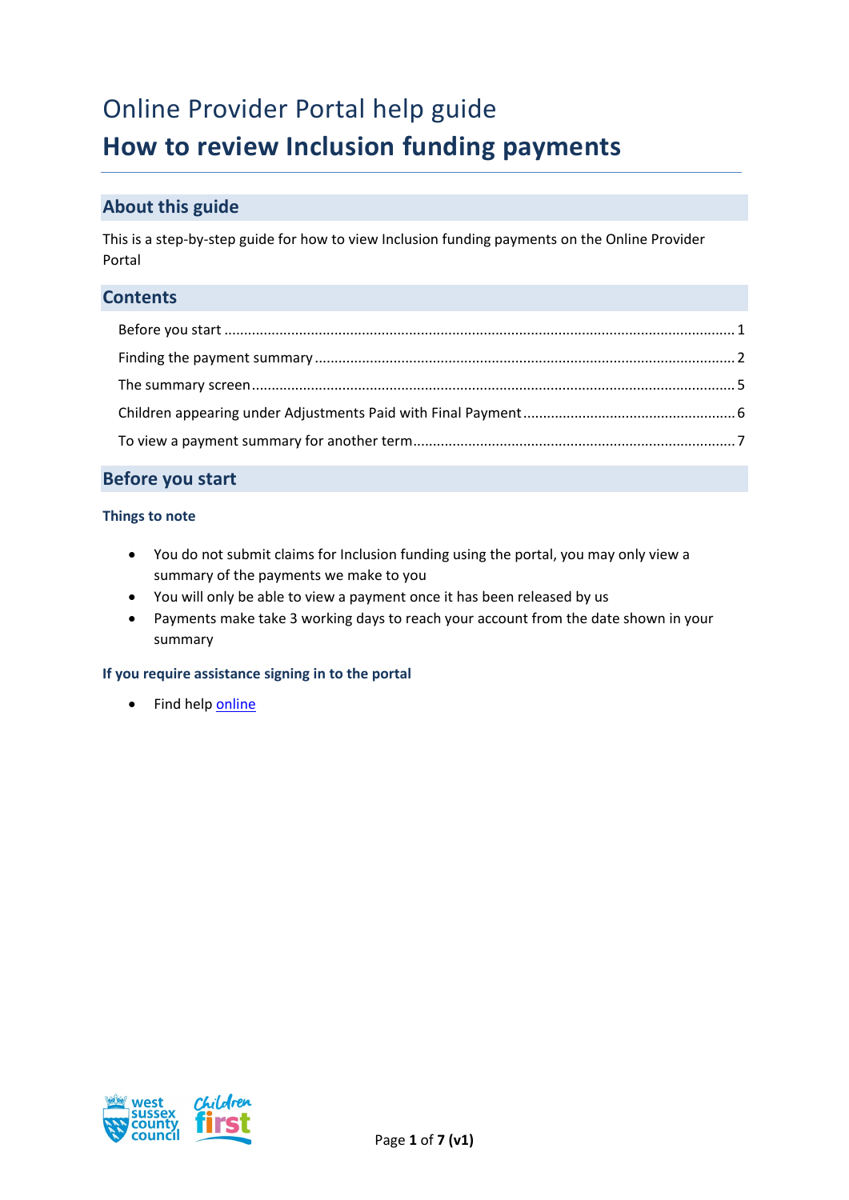# Online Provider Portal help guide

# How to review Inclusion funding payments

## About this guide

This is a step-by-step guide for how to view Inclusion funding payments on the Online Provider Portal

## Contents

- Before you start ........ 1
- Finding the payment summary ........ 2
- The summary screen ........ 5
- Children appearing under Adjustments Paid with Final Payment ........ 6
- To view a payment summary for another term ........ 7

## Before you start

### Things to note

- You do not submit claims for Inclusion funding using the portal, you may only view a summary of the payments we make to you
- You will only be able to view a payment once it has been released by us
- Payments make take 3 working days to reach your account from the date shown in your summary

### If you require assistance signing in to the portal

- Find help [online]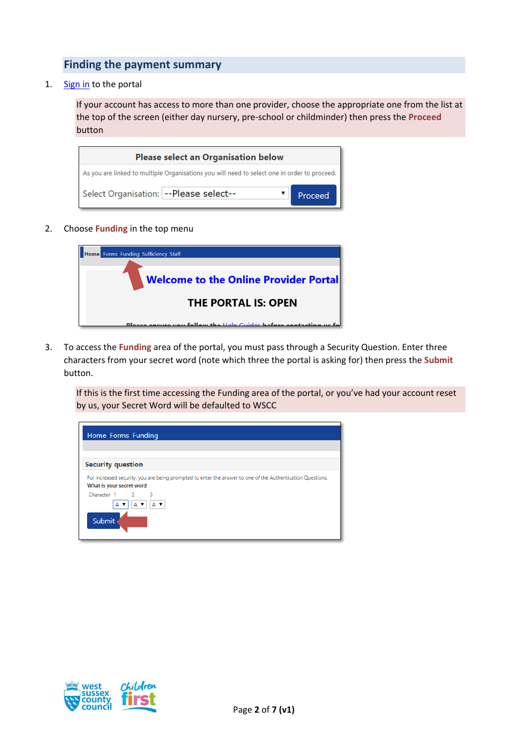## Finding the payment summary

1. Sign in to the portal

   If your account has access to more than one provider, choose the appropriate one from the list at the top of the screen (either day nursery, pre-school or childminder) then press the **Proceed** button

2. Choose **Funding** in the top menu

3. To access the **Funding** area of the portal, you must pass through a Security Question. Enter three characters from your secret word (note which three the portal is asking for) then press the **Submit** button.

   If this is the first time accessing the Funding area of the portal, or you've had your account reset by us, your Secret Word will be defaulted to WSCC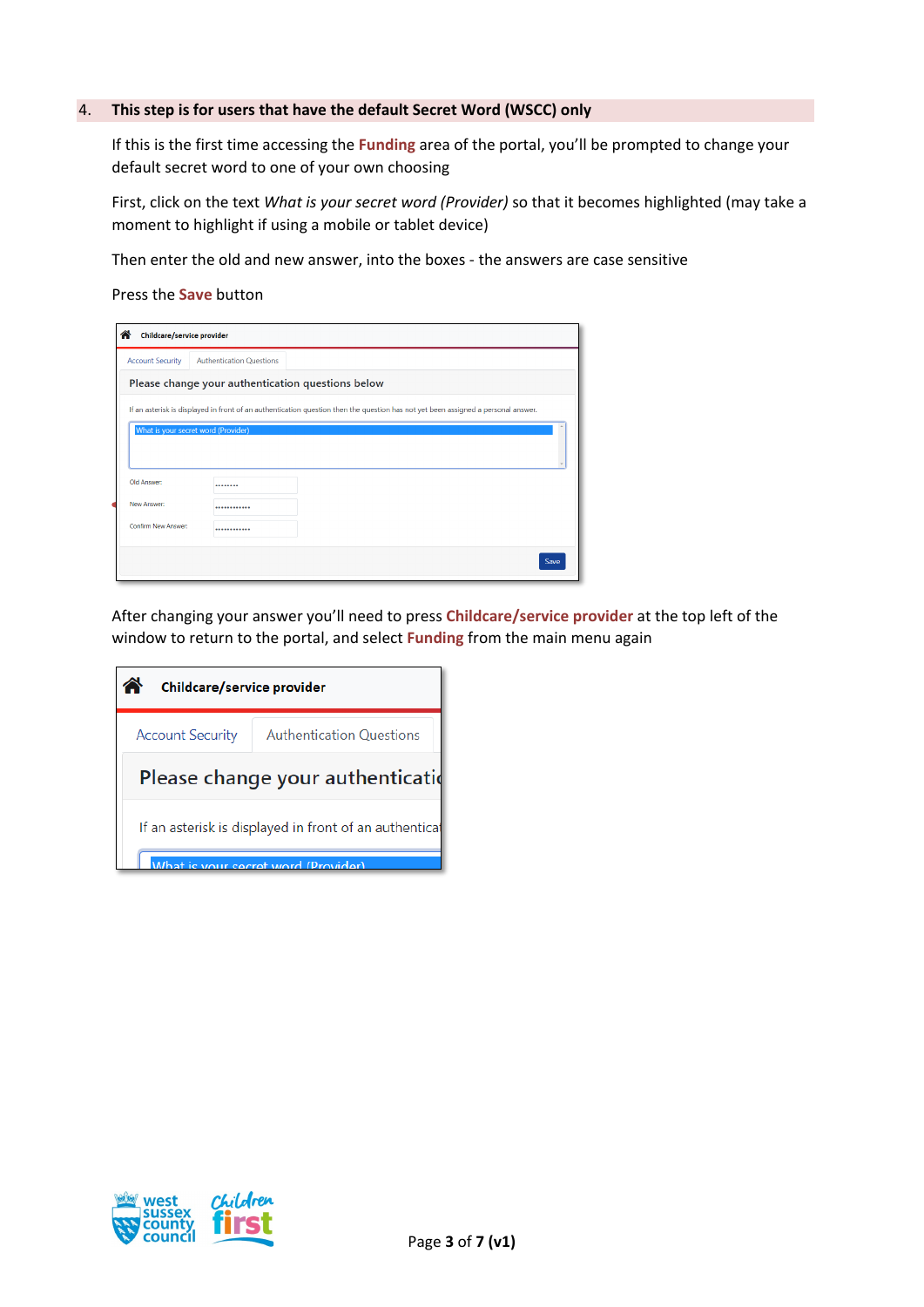4. **This step is for users that have the default Secret Word (WSCC) only**

If this is the first time accessing the **Funding** area of the portal, you'll be prompted to change your default secret word to one of your own choosing

First, click on the text *What is your secret word (Provider)* so that it becomes highlighted (may take a moment to highlight if using a mobile or tablet device)

Then enter the old and new answer, into the boxes - the answers are case sensitive

Press the **Save** button

After changing your answer you'll need to press **Childcare/service provider** at the top left of the window to return to the portal, and select **Funding** from the main menu again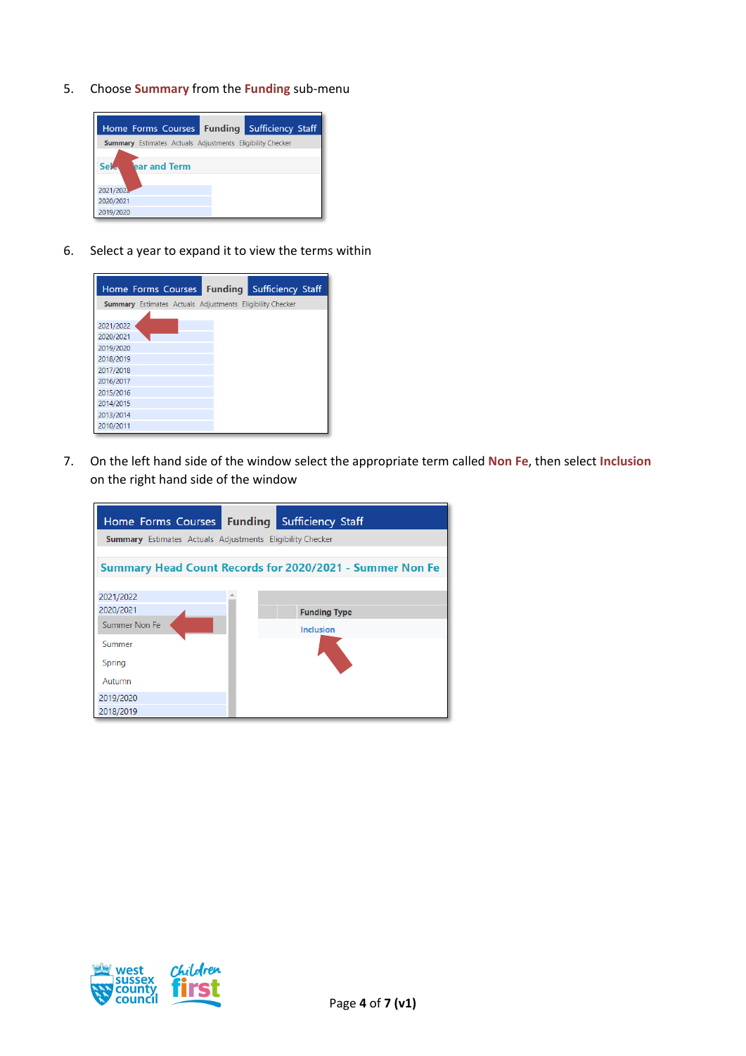5. Choose **Summary** from the **Funding** sub-menu

6. Select a year to expand it to view the terms within

7. On the left hand side of the window select the appropriate term called **Non Fe**, then select **Inclusion** on the right hand side of the window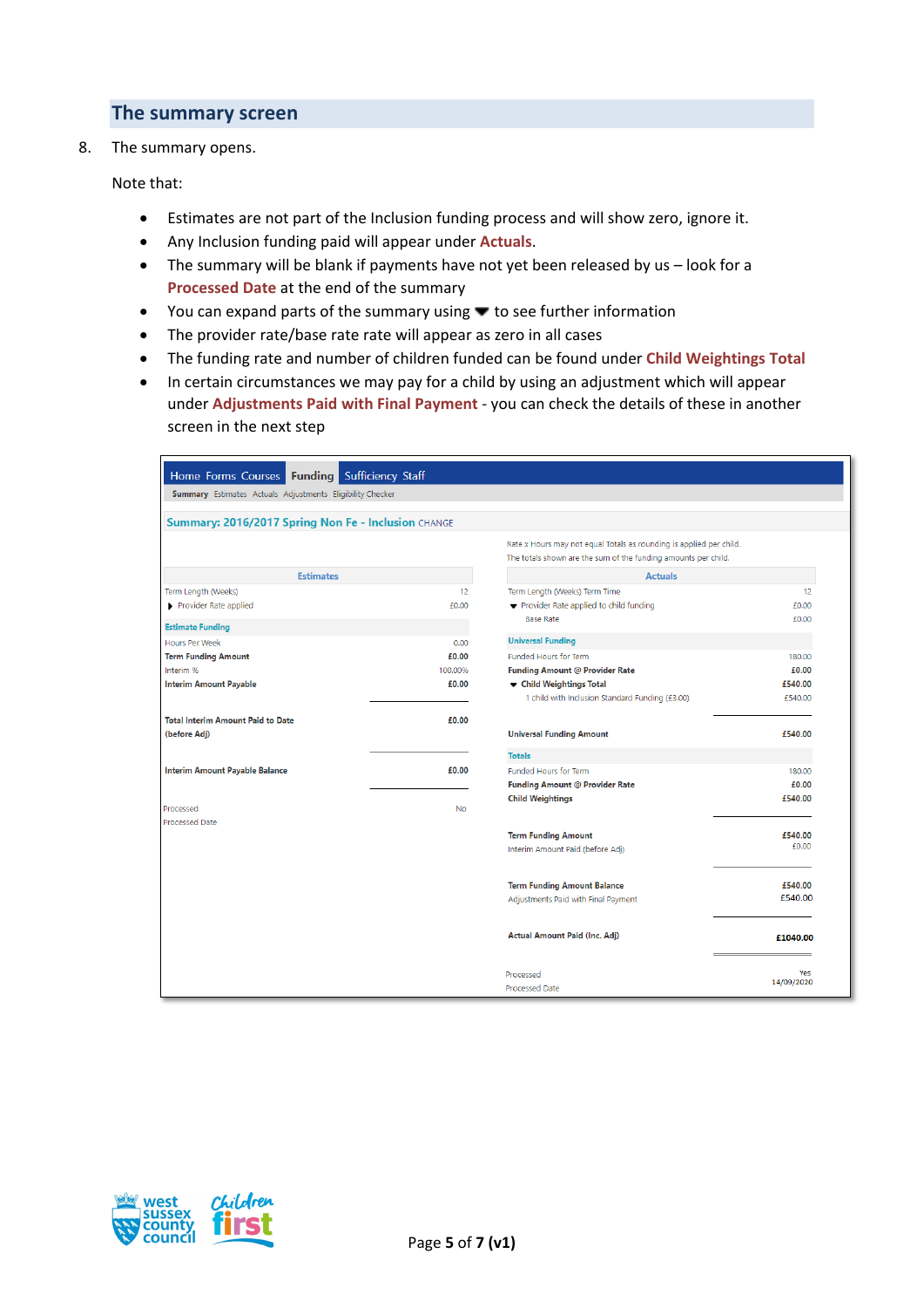## The summary screen

8. The summary opens.

   Note that:

   - Estimates are not part of the Inclusion funding process and will show zero, ignore it.
   - Any Inclusion funding paid will appear under **Actuals**.
   - The summary will be blank if payments have not yet been released by us – look for a **Processed Date** at the end of the summary
   - You can expand parts of the summary using ▼ to see further information
   - The provider rate/base rate rate will appear as zero in all cases
   - The funding rate and number of children funded can be found under **Child Weightings Total**
   - In certain circumstances we may pay for a child by using an adjustment which will appear under **Adjustments Paid with Final Payment** - you can check the details of these in another screen in the next step

Home Forms Courses **Funding** Sufficiency Staff

**Summary** Estimates Actuals Adjustments Eligibility Checker

**Summary: 2016/2017 Spring Non Fe - Inclusion** CHANGE

Rate x Hours may not equal Totals as rounding is applied per child.
The totals shown are the sum of the funding amounts per child.

| Estimates | |
|---|---|
| Term Length (Weeks) | 12 |
| ▶ Provider Rate applied | £0.00 |
| **Estimate Funding** | |
| Hours Per Week | 0.00 |
| **Term Funding Amount** | **£0.00** |
| Interim % | 100.00% |
| **Interim Amount Payable** | **£0.00** |
| **Total Interim Amount Paid to Date (before Adj)** | **£0.00** |
| **Interim Amount Payable Balance** | **£0.00** |
| Processed | No |
| Processed Date | |

| Actuals | |
|---|---|
| Term Length (Weeks) Term Time | 12 |
| ▼ Provider Rate applied to child funding | £0.00 |
| Base Rate | £0.00 |
| **Universal Funding** | |
| Funded Hours for Term | 180.00 |
| **Funding Amount @ Provider Rate** | **£0.00** |
| **▼ Child Weightings Total** | **£540.00** |
| 1 child with Inclusion Standard Funding (£3.00) | £540.00 |
| **Universal Funding Amount** | **£540.00** |
| **Totals** | |
| Funded Hours for Term | 180.00 |
| **Funding Amount @ Provider Rate** | **£0.00** |
| **Child Weightings** | **£540.00** |
| **Term Funding Amount** | **£540.00** |
| Interim Amount Paid (before Adj) | £0.00 |
| **Term Funding Amount Balance** | **£540.00** |
| Adjustments Paid with Final Payment | £540.00 |
| **Actual Amount Paid (inc. Adj)** | **£1040.00** |
| Processed | Yes |
| Processed Date | 14/09/2020 |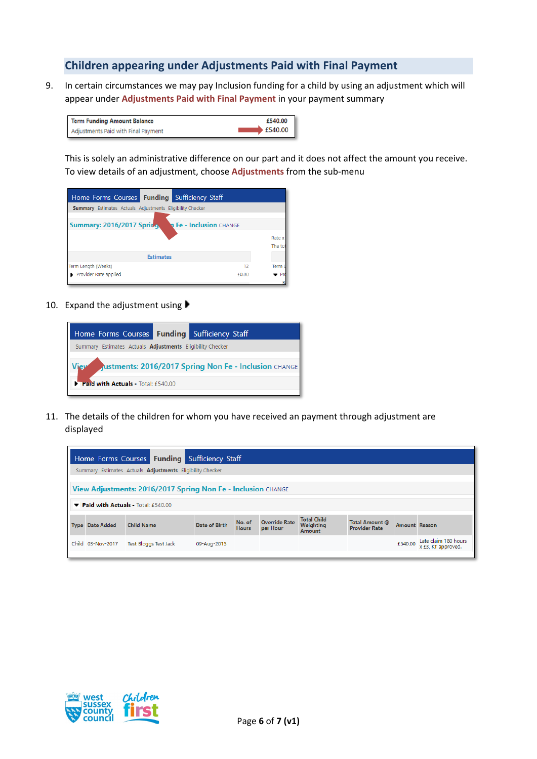## Children appearing under Adjustments Paid with Final Payment

9. In certain circumstances we may pay Inclusion funding for a child by using an adjustment which will appear under **Adjustments Paid with Final Payment** in your payment summary

| | |
|---|---|
| **Term Funding Amount Balance** | **£540.00** |
| Adjustments Paid with Final Payment | £540.00 |

This is solely an administrative difference on our part and it does not affect the amount you receive. To view details of an adjustment, choose **Adjustments** from the sub-menu

10. Expand the adjustment using ▶

11. The details of the children for whom you have received an payment through adjustment are displayed

| Type | Date Added | Child Name | Date of Birth | No. of Hours | Override Rate per Hour | Total Child Weighting Amount | Total Amount @ Provider Rate | Amount | Reason |
|---|---|---|---|---|---|---|---|---|---|
| Child | 03-Nov-2017 | Test Bloggs Test Jack | 09-Aug-2015 | | | | | £540.00 | Late claim 180 hours x £3, KT approved. |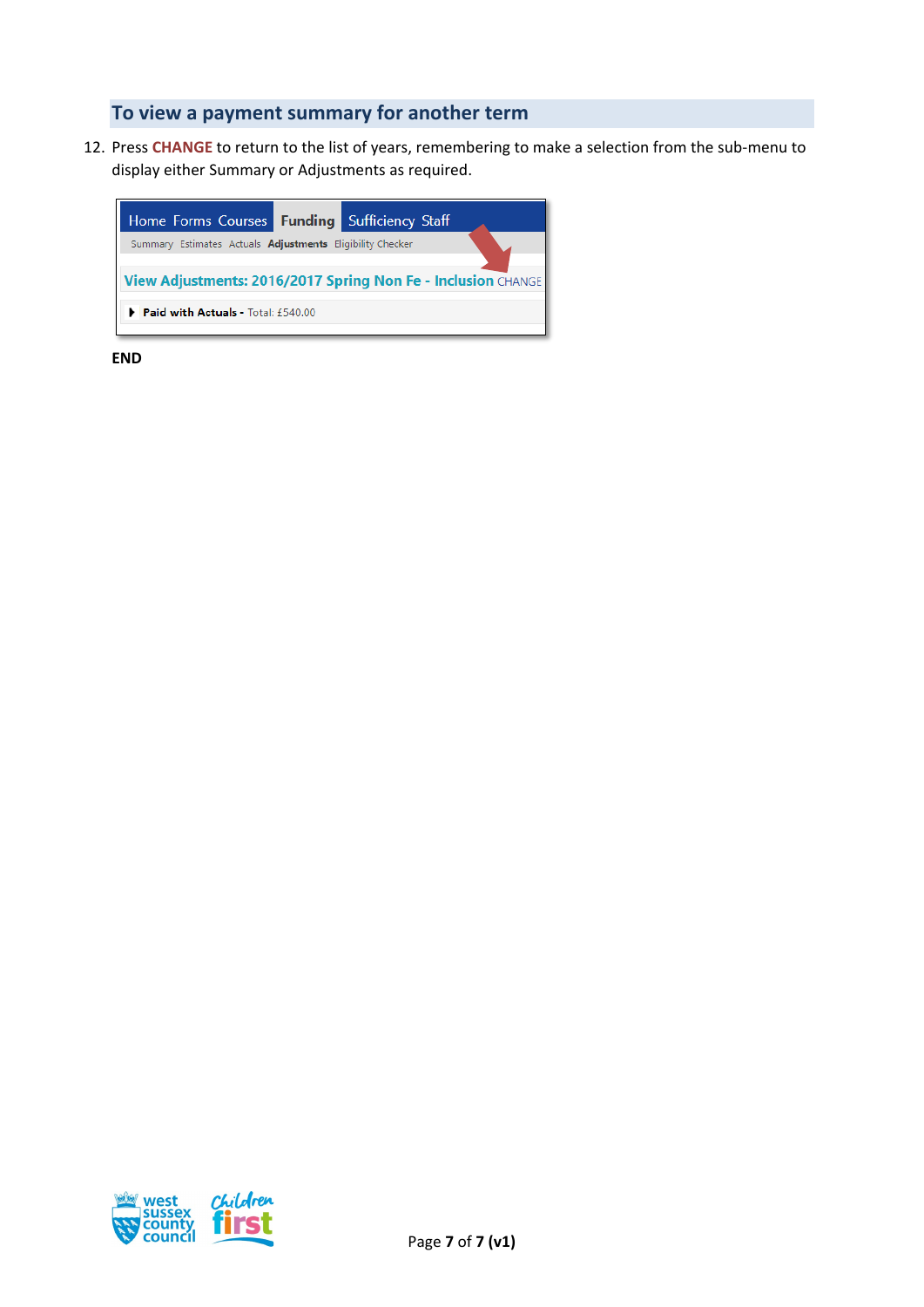## To view a payment summary for another term

12. Press **CHANGE** to return to the list of years, remembering to make a selection from the sub-menu to display either Summary or Adjustments as required.

**END**